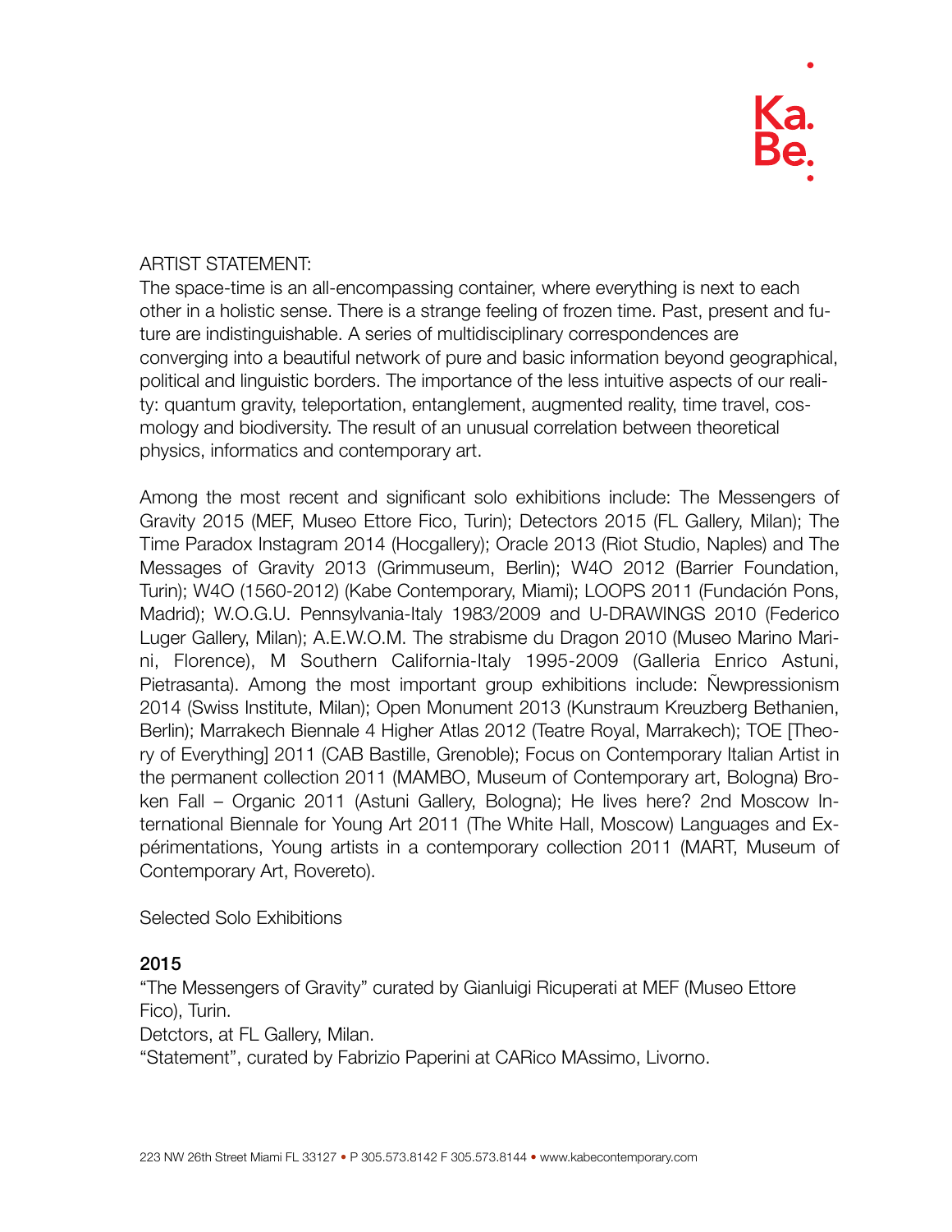ARTIST STATEMENT:

The space-time is an all-encompassing container, where everything is next to each other in a holistic sense. There is a strange feeling of frozen time. Past, present and future are indistinguishable. A series of multidisciplinary correspondences are converging into a beautiful network of pure and basic information beyond geographical, political and linguistic borders. The importance of the less intuitive aspects of our reality: quantum gravity, teleportation, entanglement, augmented reality, time travel, cosmology and biodiversity. The result of an unusual correlation between theoretical physics, informatics and contemporary art.

Among the most recent and significant solo exhibitions include: The Messengers of Gravity 2015 (MEF, Museo Ettore Fico, Turin); Detectors 2015 (FL Gallery, Milan); The Time Paradox Instagram 2014 (Hocgallery); Oracle 2013 (Riot Studio, Naples) and The Messages of Gravity 2013 (Grimmuseum, Berlin); W4O 2012 (Barrier Foundation, Turin); W4O (1560-2012) (Kabe Contemporary, Miami); LOOPS 2011 (Fundación Pons, Madrid); W.O.G.U. Pennsylvania-Italy 1983/2009 and U-DRAWINGS 2010 (Federico Luger Gallery, Milan); A.E.W.O.M. The strabisme du Dragon 2010 (Museo Marino Marini, Florence), M Southern California-Italy 1995-2009 (Galleria Enrico Astuni, Pietrasanta). Among the most important group exhibitions include: Ñewpressionism 2014 (Swiss Institute, Milan); Open Monument 2013 (Kunstraum Kreuzberg Bethanien, Berlin); Marrakech Biennale 4 Higher Atlas 2012 (Teatre Royal, Marrakech); TOE [Theory of Everything] 2011 (CAB Bastille, Grenoble); Focus on Contemporary Italian Artist in the permanent collection 2011 (MAMBO, Museum of Contemporary art, Bologna) Broken Fall – Organic 2011 (Astuni Gallery, Bologna); He lives here? 2nd Moscow International Biennale for Young Art 2011 (The White Hall, Moscow) Languages and Expérimentations, Young artists in a contemporary collection 2011 (MART, Museum of Contemporary Art, Rovereto).

Selected Solo Exhibitions

**2015**

"The Messengers of Gravity" curated by Gianluigi Ricuperati at MEF (Museo Ettore Fico), Turin.

Detctors, at FL Gallery, Milan.

"Statement", curated by Fabrizio Paperini at CARico MAssimo, Livorno.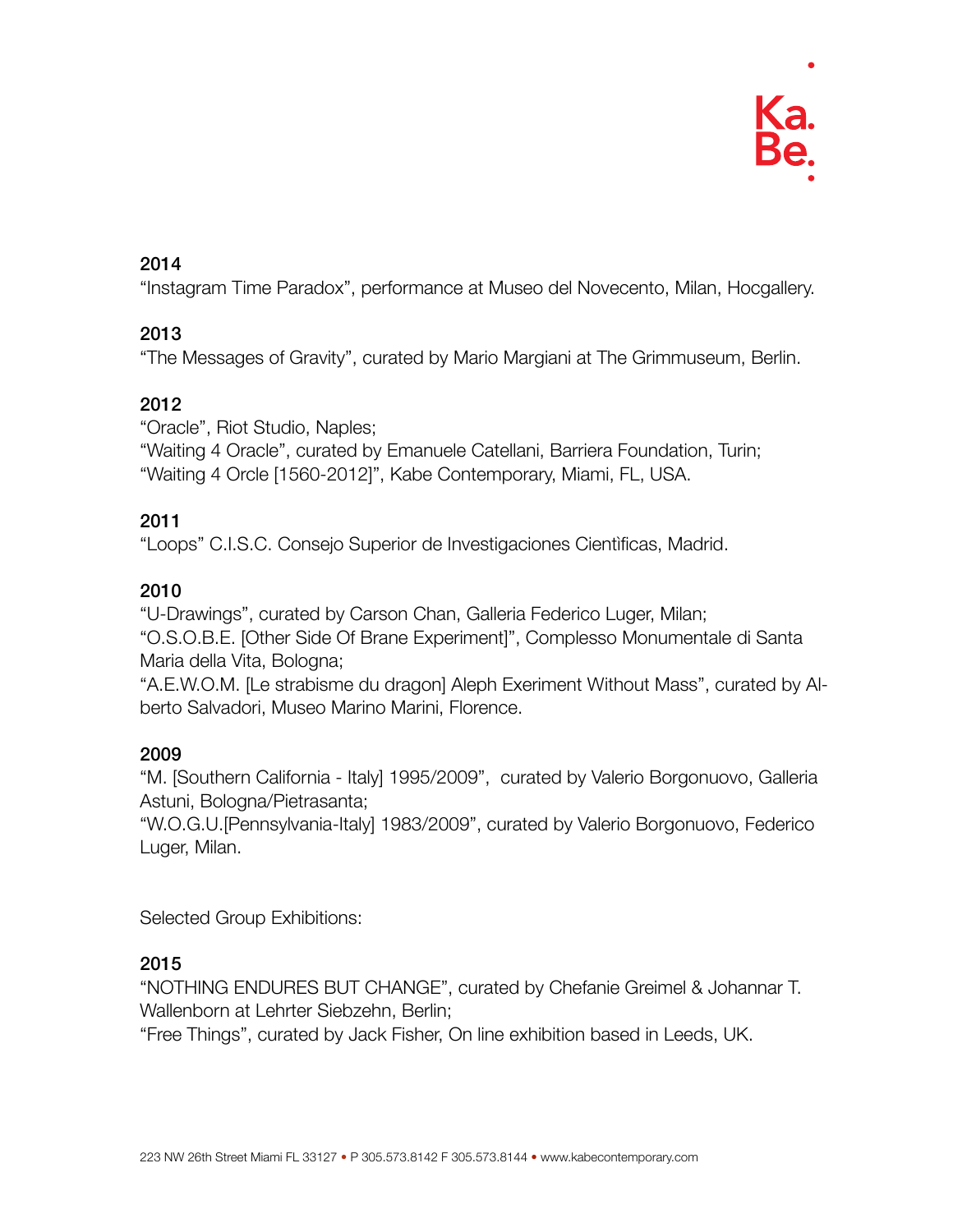**2014**

“Instagram Time Paradox”, performance at Museo del Novecento, Milan, Hocgallery.

**2013**

“The Messages of Gravity”, curated by Mario Margiani at The Grimmuseum, Berlin.

**2012**

“Oracle”, Riot Studio, Naples;
“Waiting 4 Oracle”, curated by Emanuele Catellani, Barriera Foundation, Turin;
“Waiting 4 Orcle [1560-2012]”, Kabe Contemporary, Miami, FL, USA.

**2011**

“Loops” C.I.S.C. Consejo Superior de Investigaciones Cientìficas, Madrid.

**2010**

“U-Drawings”, curated by Carson Chan, Galleria Federico Luger, Milan;
“O.S.O.B.E. [Other Side Of Brane Experiment]”, Complesso Monumentale di Santa Maria della Vita, Bologna;
“A.E.W.O.M. [Le strabisme du dragon] Aleph Exeriment Without Mass”, curated by Alberto Salvadori, Museo Marino Marini, Florence.

**2009**

“M. [Southern California - Italy] 1995/2009”, curated by Valerio Borgonuovo, Galleria Astuni, Bologna/Pietrasanta;
“W.O.G.U.[Pennsylvania-Italy] 1983/2009”, curated by Valerio Borgonuovo, Federico Luger, Milan.

Selected Group Exhibitions:

**2015**

“NOTHING ENDURES BUT CHANGE”, curated by Chefanie Greimel & Johannar T. Wallenborn at Lehrter Siebzehn, Berlin;
“Free Things”, curated by Jack Fisher, On line exhibition based in Leeds, UK.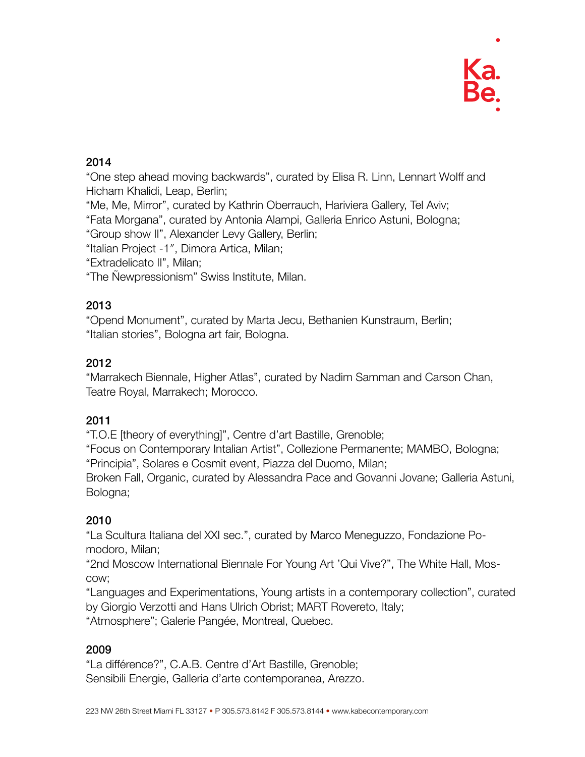## 2014

"One step ahead moving backwards", curated by Elisa R. Linn, Lennart Wolff and Hicham Khalidi, Leap, Berlin;
"Me, Me, Mirror", curated by Kathrin Oberrauch, Hariviera Gallery, Tel Aviv;
"Fata Morgana", curated by Antonia Alampi, Galleria Enrico Astuni, Bologna;
"Group show II", Alexander Levy Gallery, Berlin;
"Italian Project -1″, Dimora Artica, Milan;
"Extradelicato II", Milan;
"The Ñewpressionism" Swiss Institute, Milan.

## 2013

"Opend Monument", curated by Marta Jecu, Bethanien Kunstraum, Berlin;
"Italian stories", Bologna art fair, Bologna.

## 2012

"Marrakech Biennale, Higher Atlas", curated by Nadim Samman and Carson Chan, Teatre Royal, Marrakech; Morocco.

## 2011

"T.O.E [theory of everything]", Centre d'art Bastille, Grenoble;
"Focus on Contemporary Intalian Artist", Collezione Permanente; MAMBO, Bologna;
"Principia", Solares e Cosmit event, Piazza del Duomo, Milan;
Broken Fall, Organic, curated by Alessandra Pace and Govanni Jovane; Galleria Astuni, Bologna;

## 2010

"La Scultura Italiana del XXI sec.", curated by Marco Meneguzzo, Fondazione Pomodoro, Milan;
"2nd Moscow International Biennale For Young Art 'Qui Vive?", The White Hall, Moscow;
"Languages and Experimentations, Young artists in a contemporary collection", curated by Giorgio Verzotti and Hans Ulrich Obrist; MART Rovereto, Italy;
"Atmosphere"; Galerie Pangée, Montreal, Quebec.

## 2009

"La différence?", C.A.B. Centre d'Art Bastille, Grenoble;
Sensibili Energie, Galleria d'arte contemporanea, Arezzo.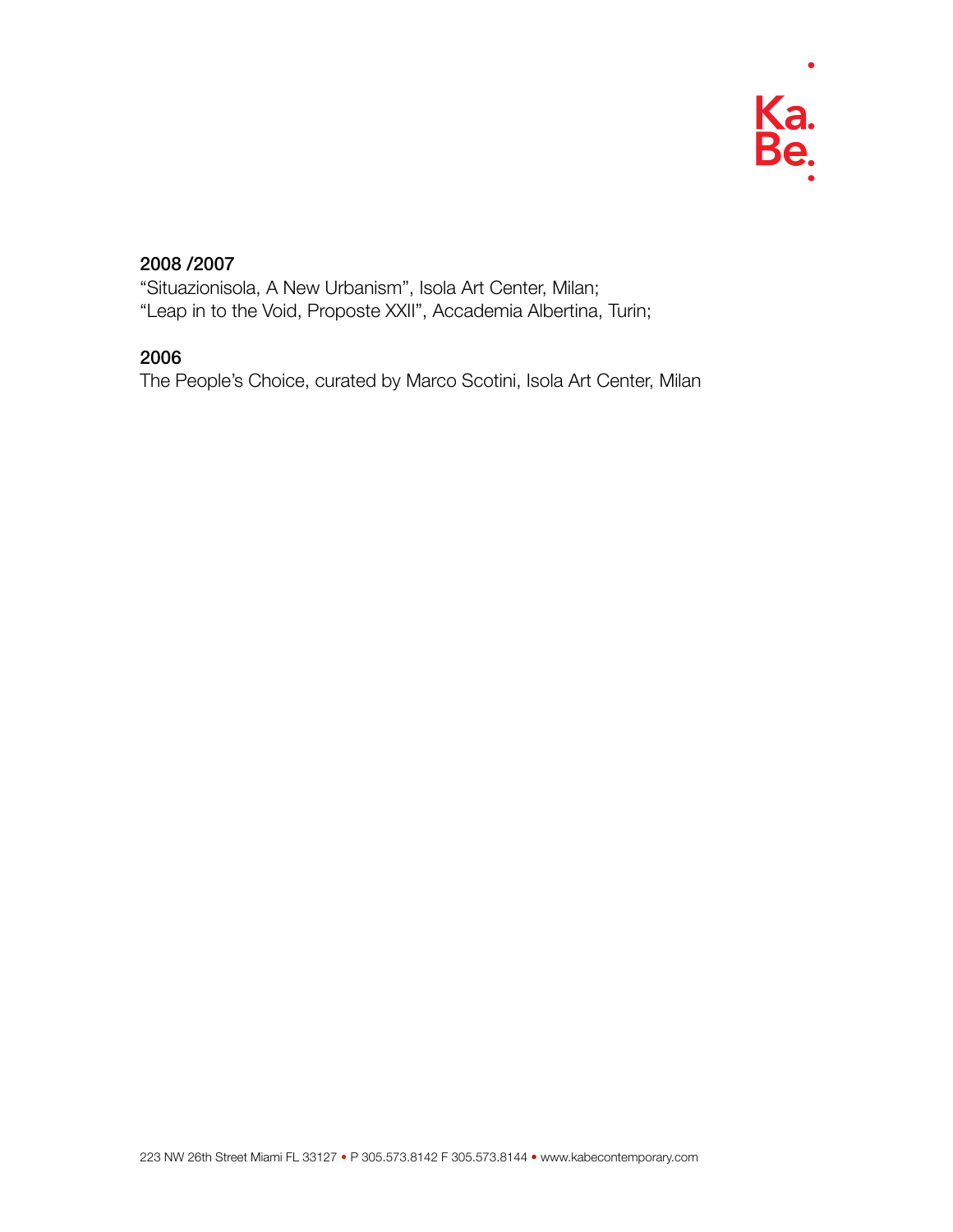**2008 /2007**

“Situazionisola, A New Urbanism”, Isola Art Center, Milan;
“Leap in to the Void, Proposte XXII”, Accademia Albertina, Turin;

**2006**

The People’s Choice, curated by Marco Scotini, Isola Art Center, Milan